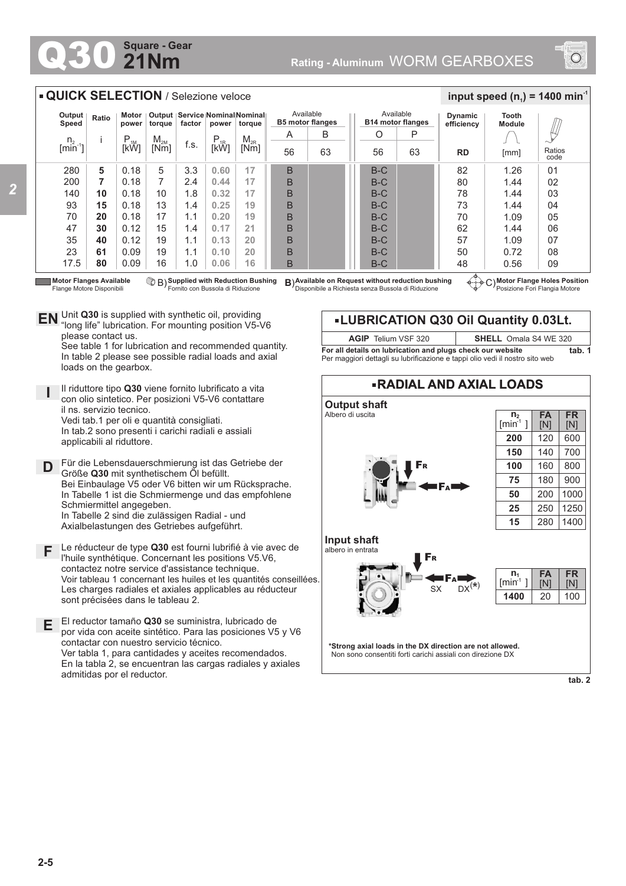# Q30 Square - Gear 21Nm

Rating - Aluminum WORM GEARBOXES

## QUICK SELECTION / Selezione veloce

input speed ($n_1$) = 1400 min$^{-1}$

| Output Speed $n_2$ [min$^{-1}$] | Ratio i | Motor power $P_{1M}$ [kW] | Output torque $M_{2M}$ [Nm] | Service factor f.s. | Nominal power $P_{1R}$ [kW] | Nominal torque $M_{2R}$ [Nm] | Available B5 motor flanges A 56 | Available B5 motor flanges B 63 | Available B14 motor flanges O 56 | Available B14 motor flanges P 63 | Dynamic efficiency RD | Tooth Module [mm] | Ratios code |
|---|---|---|---|---|---|---|---|---|---|---|---|---|---|
| 280 | **5** | 0.18 | 5 | 3.3 | **0.60** | **17** | B | | B-C | | 82 | 1.26 | 01 |
| 200 | **7** | 0.18 | 7 | 2.4 | **0.44** | **17** | B | | B-C | | 80 | 1.44 | 02 |
| 140 | **10** | 0.18 | 10 | 1.8 | **0.32** | **17** | B | | B-C | | 78 | 1.44 | 03 |
| 93 | **15** | 0.18 | 13 | 1.4 | **0.25** | **19** | B | | B-C | | 73 | 1.44 | 04 |
| 70 | **20** | 0.18 | 17 | 1.1 | **0.20** | **19** | B | | B-C | | 70 | 1.09 | 05 |
| 47 | **30** | 0.12 | 15 | 1.4 | **0.17** | **21** | B | | B-C | | 62 | 1.44 | 06 |
| 35 | **40** | 0.12 | 19 | 1.1 | **0.13** | **20** | B | | B-C | | 57 | 1.09 | 07 |
| 23 | **61** | 0.09 | 19 | 1.1 | **0.10** | **20** | B | | B-C | | 50 | 0.72 | 08 |
| 17.5 | **80** | 0.09 | 16 | 1.0 | **0.06** | **16** | B | | B-C | | 48 | 0.56 | 09 |

**Motor Flanges Available** Flange Motore Disponibili — B) **Supplied with Reduction Bushing** Fornito con Bussola di Riduzione — B) **Available on Request without reduction bushing** Disponibile a Richiesta senza Bussola di Riduzione — C) **Motor Flange Holes Position** Posizione Fori Flangia Motore

**EN** Unit **Q30** is supplied with synthetic oil, providing "long life" lubrication. For mounting position V5-V6 please contact us.
See table 1 for lubrication and recommended quantity.
In table 2 please see possible radial loads and axial loads on the gearbox.

**I** Il riduttore tipo **Q30** viene fornito lubrificato a vita con olio sintetico. Per posizioni V5-V6 contattare il ns. servizio tecnico.
Vedi tab.1 per oli e quantità consigliati.
In tab.2 sono presenti i carichi radiali e assiali applicabili al riduttore.

**D** Für die Lebensdauerschmierung ist das Getriebe der Größe **Q30** mit synthetischem Öl befüllt.
Bei Einbaulage V5 oder V6 bitten wir um Rücksprache.
In Tabelle 1 ist die Schmiermenge und das empfohlene Schmiermittel angegeben.
In Tabelle 2 sind die zulässigen Radial - und Axialbelastungen des Getriebes aufgeführt.

**F** Le réducteur de type **Q30** est fourni lubrifié à vie avec de l'huile synthétique. Concernant les positions V5.V6, contactez notre service d'assistance technique.
Voir tableau 1 concernant les huiles et les quantités conseillées.
Les charges radiales et axiales applicables au réducteur sont précisées dans le tableau 2.

**E** El reductor tamaño **Q30** se suministra, lubricado de por vida con aceite sintético. Para las posiciones V5 y V6 contactar con nuestro servicio técnico.
Ver tabla 1, para cantidades y aceites recomendados.
En la tabla 2, se encuentran las cargas radiales y axiales admitidas por el reductor.

## LUBRICATION Q30 Oil Quantity 0.03Lt.

| AGIP Telium VSF 320 | SHELL Omala S4 WE 320 |
|---|---|

**For all details on lubrication and plugs check our website**
Per maggiori dettagli su lubrificazione e tappi olio vedi il nostro sito web

**tab. 1**

## RADIAL AND AXIAL LOADS

**Output shaft**
Albero di uscita

| $n_2$ [min$^{-1}$] | FA [N] | FR [N] |
|---|---|---|
| **200** | 120 | 600 |
| **150** | 140 | 700 |
| **100** | 160 | 800 |
| **75** | 180 | 900 |
| **50** | 200 | 1000 |
| **25** | 250 | 1250 |
| **15** | 280 | 1400 |

**Input shaft**
albero in entrata

| $n_1$ [min$^{-1}$] | FA [N] | FR [N] |
|---|---|---|
| **1400** | 20 | 100 |

**\*Strong axial loads in the DX direction are not allowed.**
Non sono consentiti forti carichi assiali con direzione DX

**tab. 2**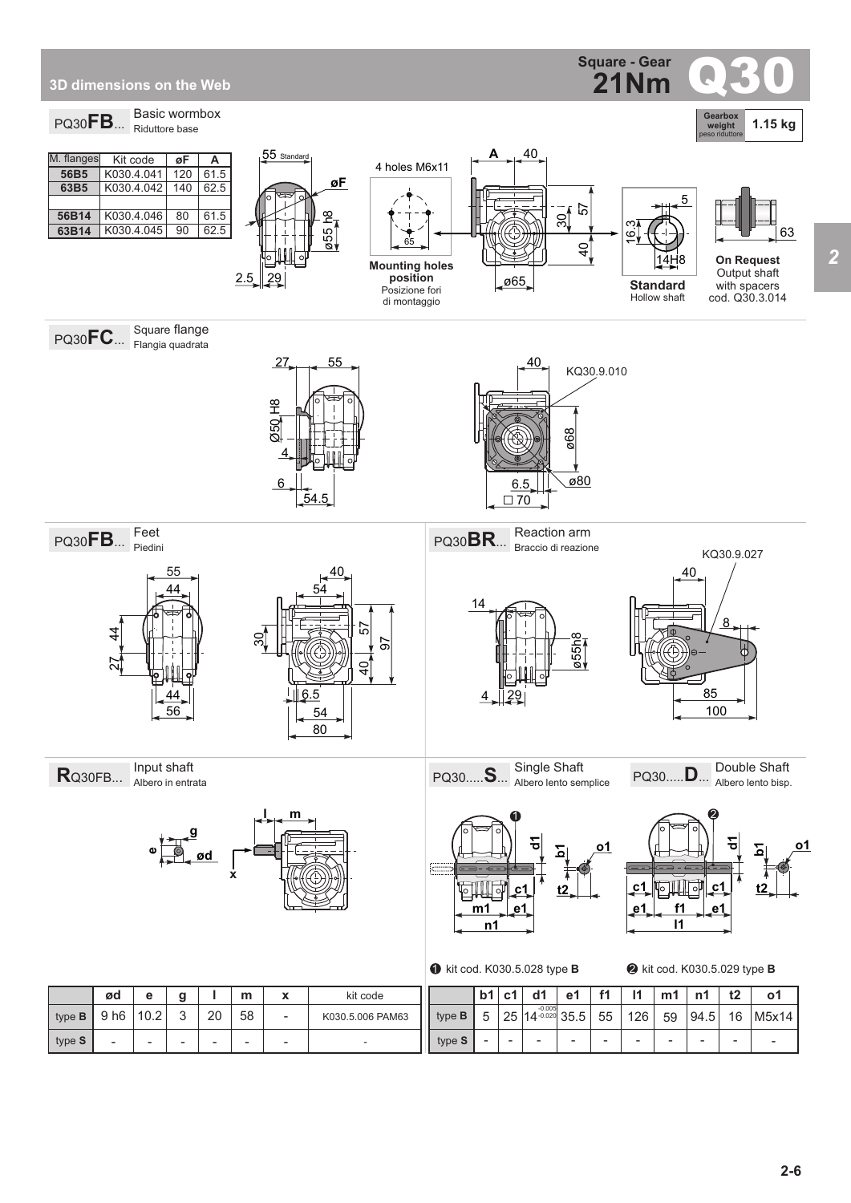# Square - Gear 21Nm Q30

3D dimensions on the Web

## PQ30FB... Basic wormbox
Riduttore base

Gearbox weight / peso riduttore: 1.15 kg

| M. flanges | Kit code | øF | A |
|---|---|---|---|
| 56B5 | K030.4.041 | 120 | 61.5 |
| 63B5 | K030.4.042 | 140 | 62.5 |
| | | | |
| 56B14 | K030.4.046 | 80 | 61.5 |
| 63B14 | K030.4.045 | 90 | 62.5 |

55 Standard
øF
ø55 h8
2.5
29

4 holes M6x11
65
**Mounting holes position**
Posizione fori di montaggio

A
40
30
57
40
ø65

5
16.3
14H8
**Standard**
Hollow shaft

63
**On Request**
Output shaft with spacers cod. Q30.3.014

## PQ30FC... Square flange
Flangia quadrata

27
55
Ø50 H8
4
6
54.5

40
KQ30.9.010
ø68
ø80
6.5
□ 70

## PQ30FB... Feet
Piedini

55
44
44
27
44
56

40
54
30
57
97
40
6.5
54
80

## PQ30BR... Reaction arm
Braccio di reazione

14
ø55h8
4
29

KQ30.9.027
40
8
85
100

## RQ30FB... Input shaft
Albero in entrata

g
e
ød
l
m
x

| | ød | e | g | l | m | x | kit code |
|---|---|---|---|---|---|---|---|
| type **B** | 9 h6 | 10.2 | 3 | 20 | 58 | - | K030.5.006 PAM63 |
| type **S** | - | - | - | - | - | - | - |

## PQ30.....S... Single Shaft
Albero lento semplice

## PQ30.....D... Double Shaft
Albero lento bisp.

➊ kit cod. K030.5.028 type **B**

➋ kit cod. K030.5.029 type **B**

| | b1 | c1 | d1 | e1 | f1 | l1 | m1 | n1 | t2 | o1 |
|---|---|---|---|---|---|---|---|---|---|---|
| type **B** | 5 | 25 | $14^{-0.005}_{-0.020}$ | 35.5 | 55 | 126 | 59 | 94.5 | 16 | M5x14 |
| type **S** | - | - | - | - | - | - | - | - | - | - |